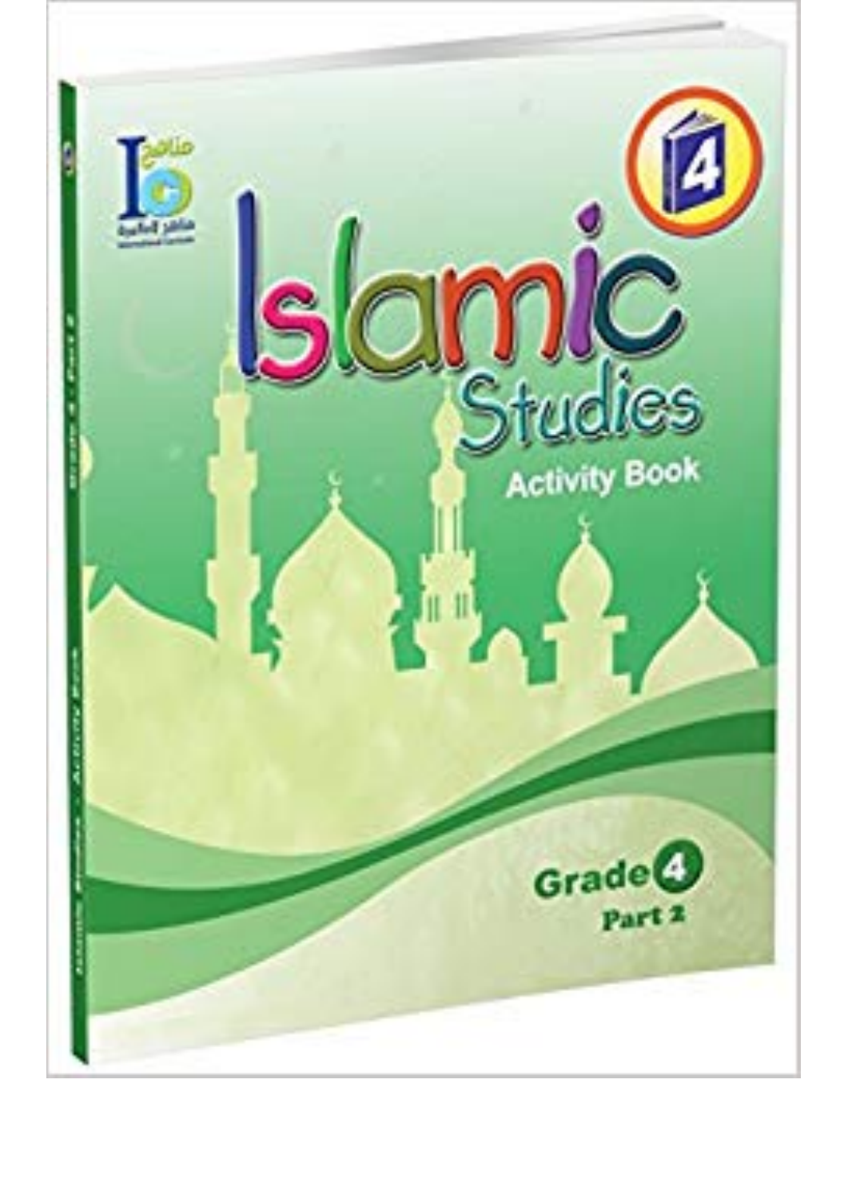# Islamic Studies

## Activity Book

4

Grade 4

Part 2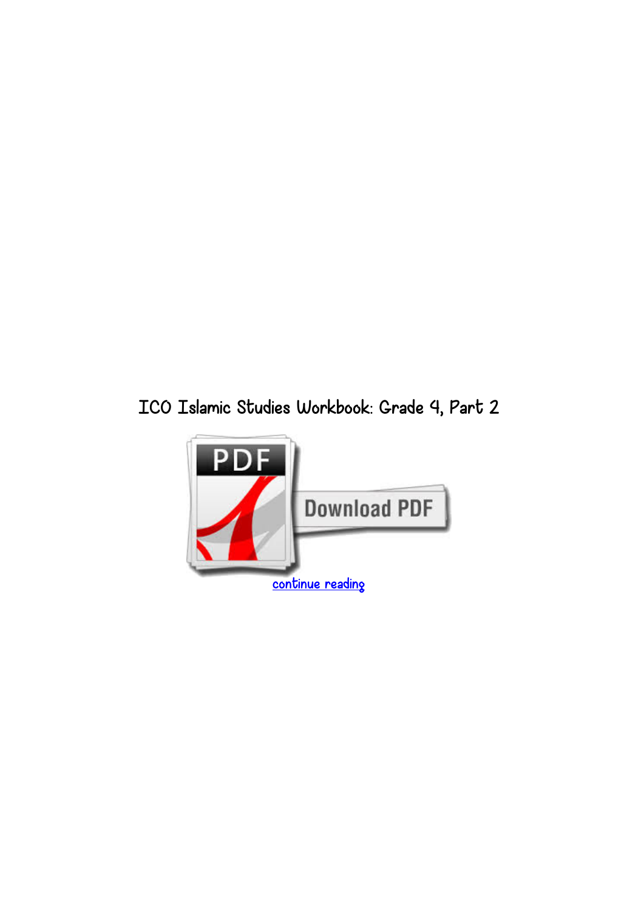# ICO Islamic Studies Workbook: Grade 4, Part 2

continue reading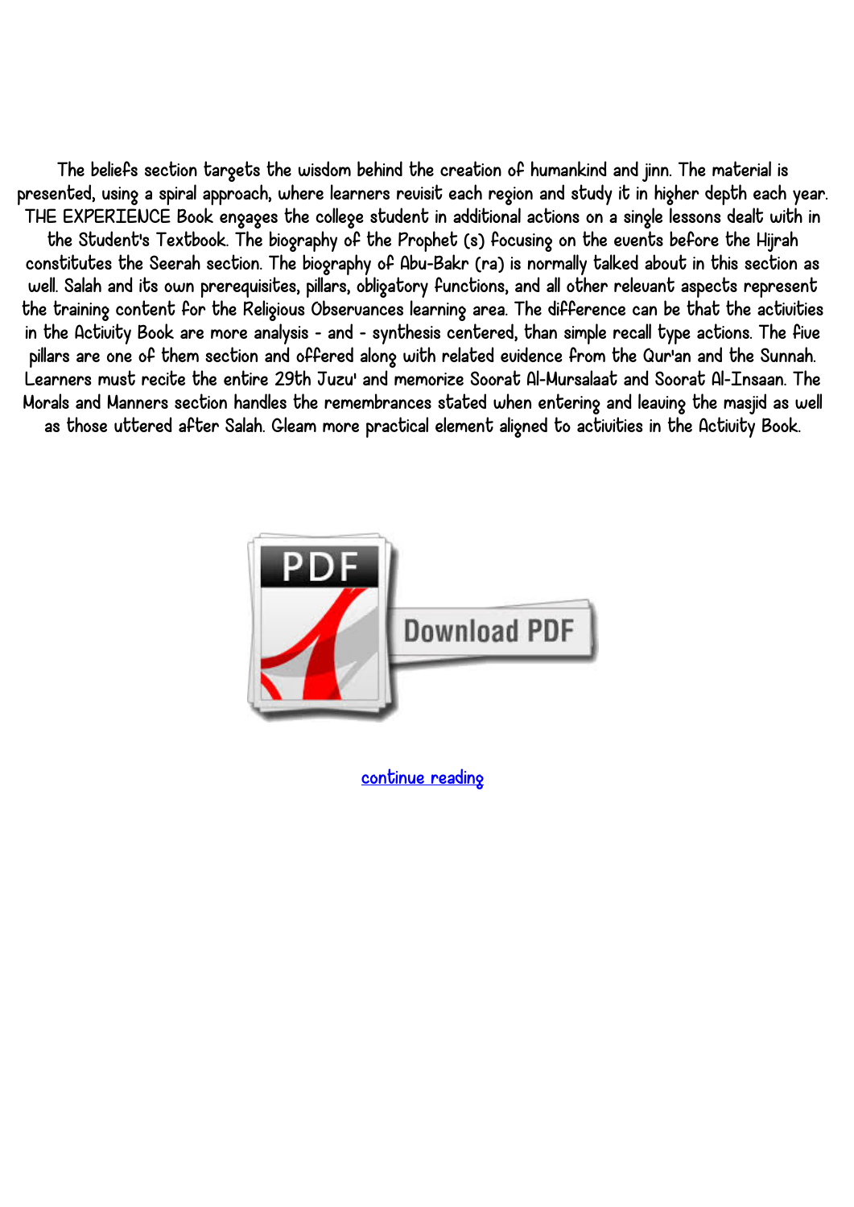The beliefs section targets the wisdom behind the creation of humankind and jinn. The material is presented, using a spiral approach, where learners revisit each region and study it in higher depth each year. THE EXPERIENCE Book engages the college student in additional actions on a single lessons dealt with in the Student's Textbook. The biography of the Prophet (s) focusing on the events before the Hijrah constitutes the Seerah section. The biography of Abu-Bakr (ra) is normally talked about in this section as well. Salah and its own prerequisites, pillars, obligatory functions, and all other relevant aspects represent the training content for the Religious Observances learning area. The difference can be that the activities in the Activity Book are more analysis - and - synthesis centered, than simple recall type actions. The five pillars are one of them section and offered along with related evidence from the Qur'an and the Sunnah. Learners must recite the entire 29th Juzu' and memorize Soorat Al-Mursalaat and Soorat Al-Insaan. The Morals and Manners section handles the remembrances stated when entering and leaving the masjid as well as those uttered after Salah. Gleam more practical element aligned to activities in the Activity Book.

Download PDF

continue reading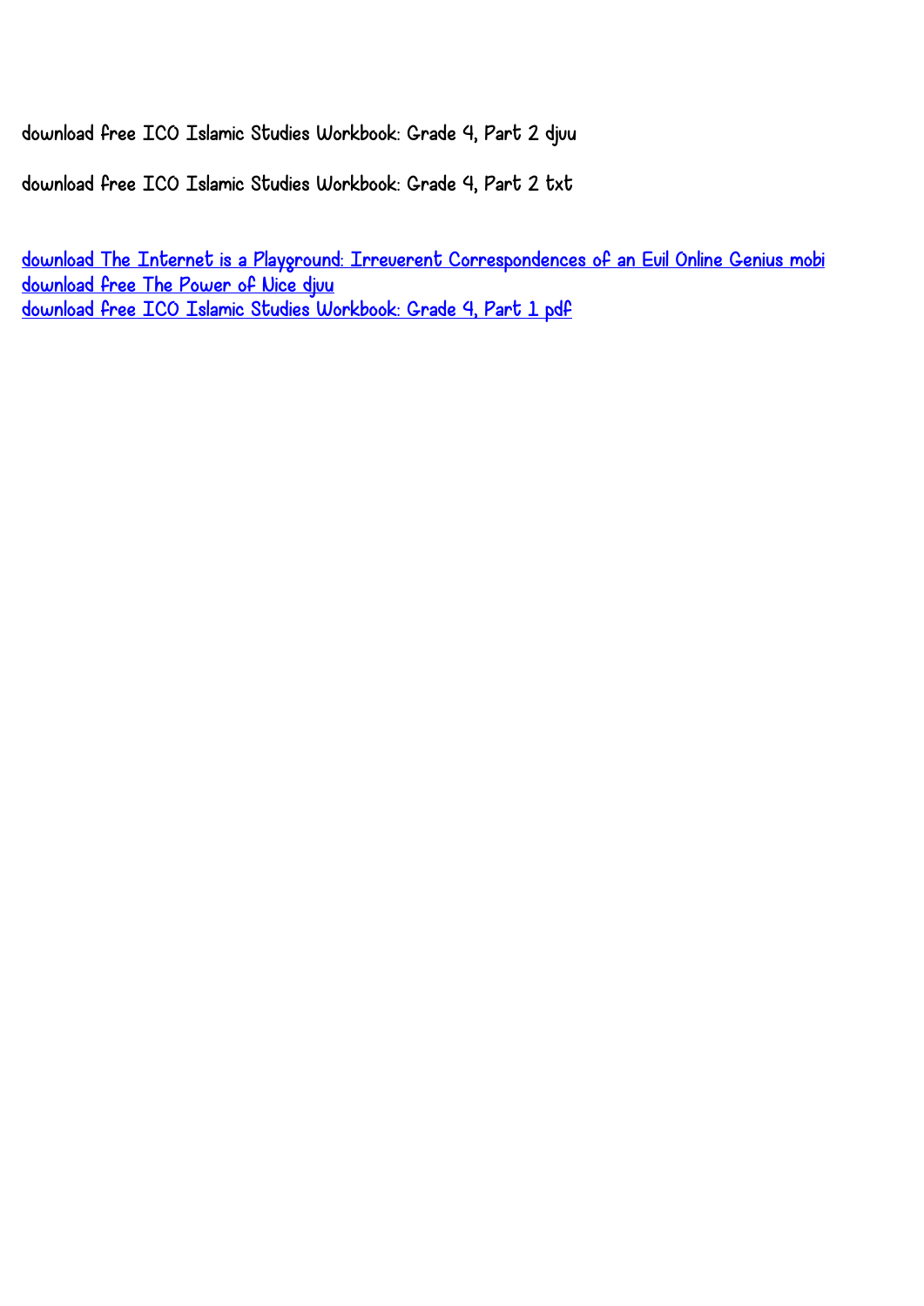download free ICO Islamic Studies Workbook: Grade 4, Part 2 djvu

download free ICO Islamic Studies Workbook: Grade 4, Part 2 txt

download The Internet is a Playground: Irreverent Correspondences of an Evil Online Genius mobi
download free The Power of Nice djvu
download free ICO Islamic Studies Workbook: Grade 4, Part 1 pdf